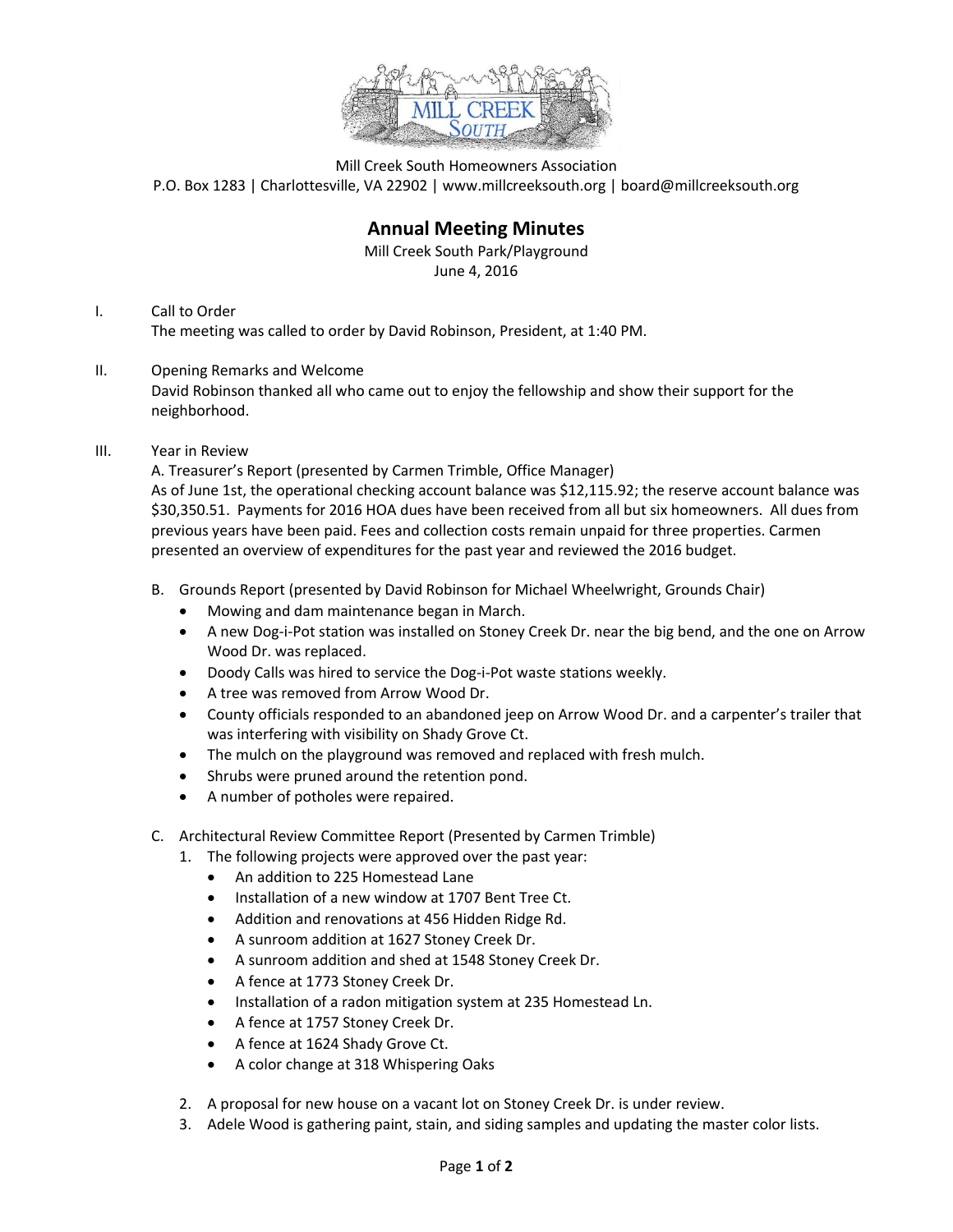Mill Creek South Homeowners Association
P.O. Box 1283 | Charlottesville, VA 22902 | www.millcreeksouth.org | board@millcreeksouth.org

# Annual Meeting Minutes

Mill Creek South Park/Playground
June 4, 2016

I. Call to Order
The meeting was called to order by David Robinson, President, at 1:40 PM.

II. Opening Remarks and Welcome
David Robinson thanked all who came out to enjoy the fellowship and show their support for the neighborhood.

III. Year in Review

A. Treasurer's Report (presented by Carmen Trimble, Office Manager)
As of June 1st, the operational checking account balance was $12,115.92; the reserve account balance was $30,350.51. Payments for 2016 HOA dues have been received from all but six homeowners. All dues from previous years have been paid. Fees and collection costs remain unpaid for three properties. Carmen presented an overview of expenditures for the past year and reviewed the 2016 budget.

B. Grounds Report (presented by David Robinson for Michael Wheelwright, Grounds Chair)

- Mowing and dam maintenance began in March.
- A new Dog-i-Pot station was installed on Stoney Creek Dr. near the big bend, and the one on Arrow Wood Dr. was replaced.
- Doody Calls was hired to service the Dog-i-Pot waste stations weekly.
- A tree was removed from Arrow Wood Dr.
- County officials responded to an abandoned jeep on Arrow Wood Dr. and a carpenter's trailer that was interfering with visibility on Shady Grove Ct.
- The mulch on the playground was removed and replaced with fresh mulch.
- Shrubs were pruned around the retention pond.
- A number of potholes were repaired.

C. Architectural Review Committee Report (Presented by Carmen Trimble)

1. The following projects were approved over the past year:
   - An addition to 225 Homestead Lane
   - Installation of a new window at 1707 Bent Tree Ct.
   - Addition and renovations at 456 Hidden Ridge Rd.
   - A sunroom addition at 1627 Stoney Creek Dr.
   - A sunroom addition and shed at 1548 Stoney Creek Dr.
   - A fence at 1773 Stoney Creek Dr.
   - Installation of a radon mitigation system at 235 Homestead Ln.
   - A fence at 1757 Stoney Creek Dr.
   - A fence at 1624 Shady Grove Ct.
   - A color change at 318 Whispering Oaks
2. A proposal for new house on a vacant lot on Stoney Creek Dr. is under review.
3. Adele Wood is gathering paint, stain, and siding samples and updating the master color lists.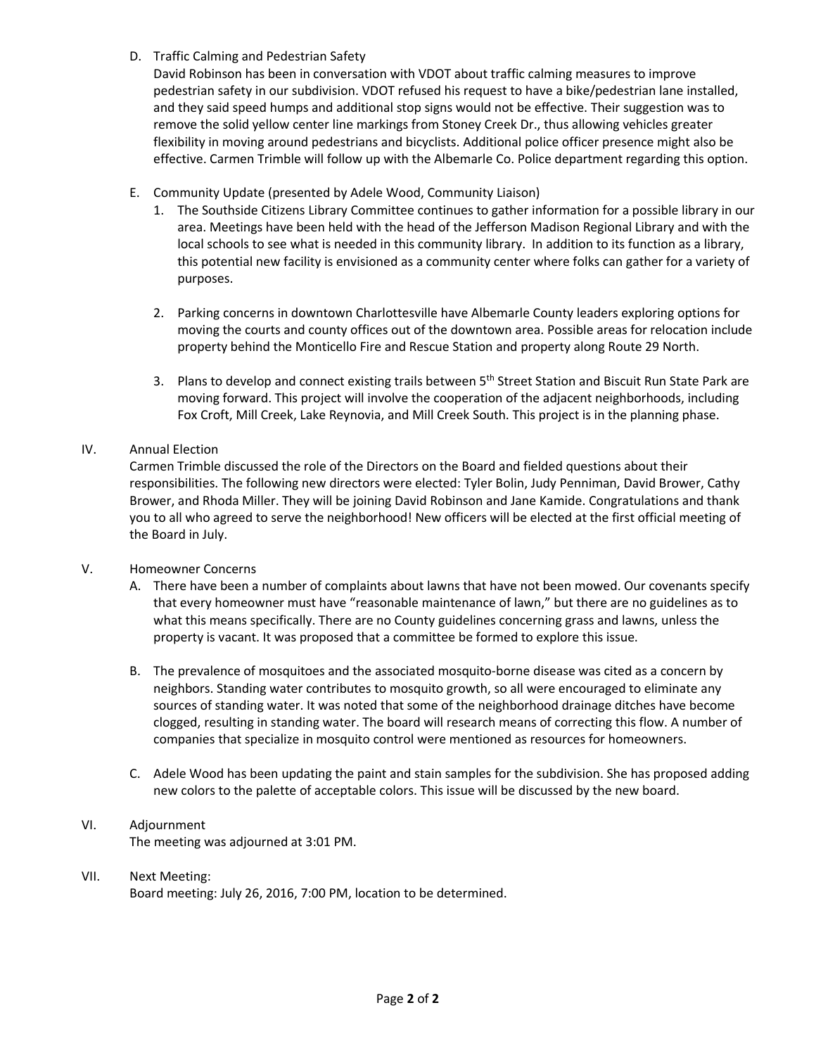D. Traffic Calming and Pedestrian Safety

   David Robinson has been in conversation with VDOT about traffic calming measures to improve pedestrian safety in our subdivision. VDOT refused his request to have a bike/pedestrian lane installed, and they said speed humps and additional stop signs would not be effective. Their suggestion was to remove the solid yellow center line markings from Stoney Creek Dr., thus allowing vehicles greater flexibility in moving around pedestrians and bicyclists. Additional police officer presence might also be effective. Carmen Trimble will follow up with the Albemarle Co. Police department regarding this option.

E. Community Update (presented by Adele Wood, Community Liaison)

   1. The Southside Citizens Library Committee continues to gather information for a possible library in our area. Meetings have been held with the head of the Jefferson Madison Regional Library and with the local schools to see what is needed in this community library. In addition to its function as a library, this potential new facility is envisioned as a community center where folks can gather for a variety of purposes.

   2. Parking concerns in downtown Charlottesville have Albemarle County leaders exploring options for moving the courts and county offices out of the downtown area. Possible areas for relocation include property behind the Monticello Fire and Rescue Station and property along Route 29 North.

   3. Plans to develop and connect existing trails between 5th Street Station and Biscuit Run State Park are moving forward. This project will involve the cooperation of the adjacent neighborhoods, including Fox Croft, Mill Creek, Lake Reynovia, and Mill Creek South. This project is in the planning phase.

IV. Annual Election

Carmen Trimble discussed the role of the Directors on the Board and fielded questions about their responsibilities. The following new directors were elected: Tyler Bolin, Judy Penniman, David Brower, Cathy Brower, and Rhoda Miller. They will be joining David Robinson and Jane Kamide. Congratulations and thank you to all who agreed to serve the neighborhood! New officers will be elected at the first official meeting of the Board in July.

V. Homeowner Concerns

A. There have been a number of complaints about lawns that have not been mowed. Our covenants specify that every homeowner must have "reasonable maintenance of lawn," but there are no guidelines as to what this means specifically. There are no County guidelines concerning grass and lawns, unless the property is vacant. It was proposed that a committee be formed to explore this issue.

B. The prevalence of mosquitoes and the associated mosquito-borne disease was cited as a concern by neighbors. Standing water contributes to mosquito growth, so all were encouraged to eliminate any sources of standing water. It was noted that some of the neighborhood drainage ditches have become clogged, resulting in standing water. The board will research means of correcting this flow. A number of companies that specialize in mosquito control were mentioned as resources for homeowners.

C. Adele Wood has been updating the paint and stain samples for the subdivision. She has proposed adding new colors to the palette of acceptable colors. This issue will be discussed by the new board.

VI. Adjournment

The meeting was adjourned at 3:01 PM.

VII. Next Meeting:

Board meeting: July 26, 2016, 7:00 PM, location to be determined.